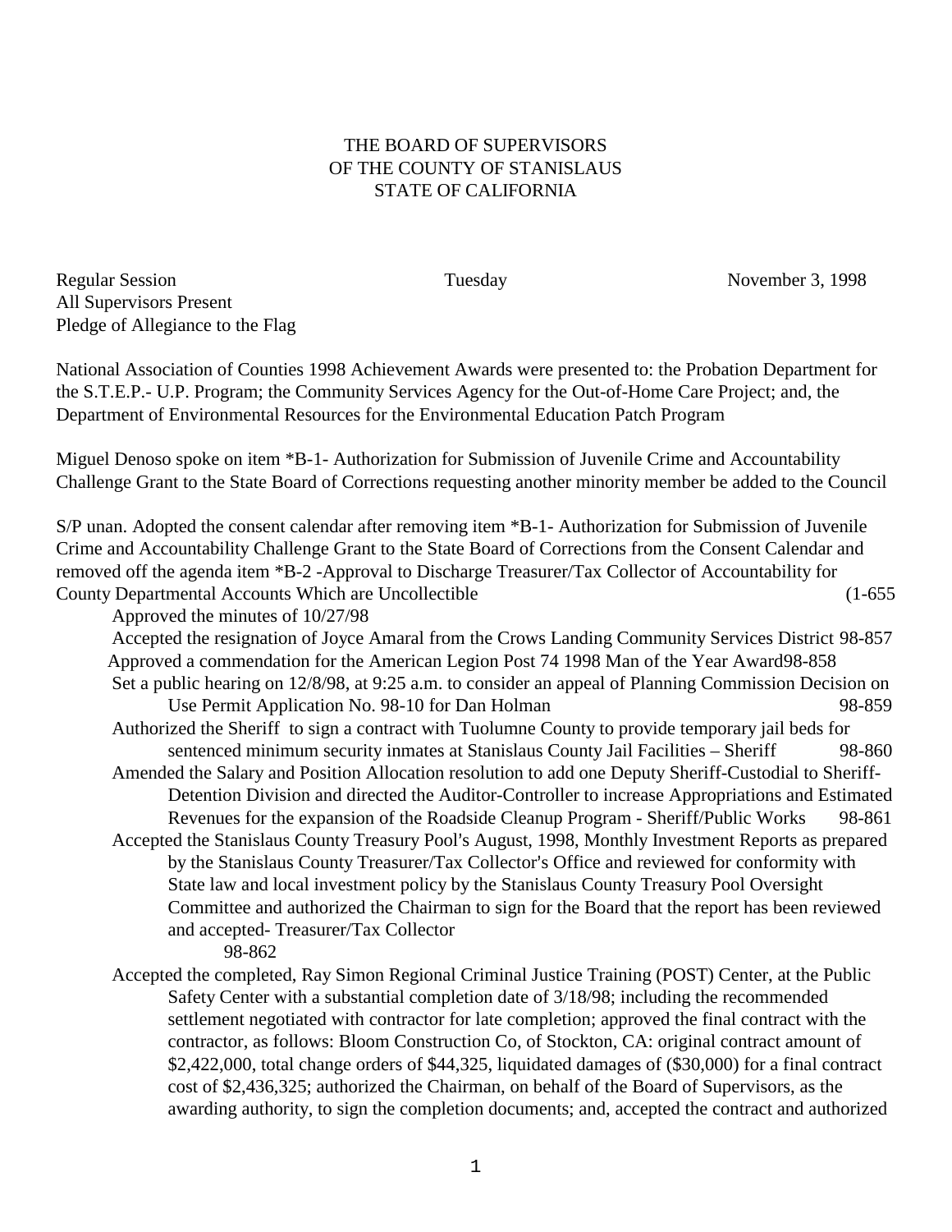THE BOARD OF SUPERVISORS
OF THE COUNTY OF STANISLAUS
STATE OF CALIFORNIA

Regular Session Tuesday November 3, 1998
All Supervisors Present
Pledge of Allegiance to the Flag

National Association of Counties 1998 Achievement Awards were presented to: the Probation Department for the S.T.E.P.- U.P. Program; the Community Services Agency for the Out-of-Home Care Project; and, the Department of Environmental Resources for the Environmental Education Patch Program

Miguel Denoso spoke on item *B-1- Authorization for Submission of Juvenile Crime and Accountability Challenge Grant to the State Board of Corrections requesting another minority member be added to the Council

S/P unan. Adopted the consent calendar after removing item *B-1- Authorization for Submission of Juvenile Crime and Accountability Challenge Grant to the State Board of Corrections from the Consent Calendar and removed off the agenda item *B-2 -Approval to Discharge Treasurer/Tax Collector of Accountability for County Departmental Accounts Which are Uncollectible (1-655

Approved the minutes of 10/27/98

Accepted the resignation of Joyce Amaral from the Crows Landing Community Services District 98-857

Approved a commendation for the American Legion Post 74 1998 Man of the Year Award98-858

Set a public hearing on 12/8/98, at 9:25 a.m. to consider an appeal of Planning Commission Decision on Use Permit Application No. 98-10 for Dan Holman 98-859

Authorized the Sheriff to sign a contract with Tuolumne County to provide temporary jail beds for sentenced minimum security inmates at Stanislaus County Jail Facilities – Sheriff 98-860

Amended the Salary and Position Allocation resolution to add one Deputy Sheriff-Custodial to Sheriff-Detention Division and directed the Auditor-Controller to increase Appropriations and Estimated Revenues for the expansion of the Roadside Cleanup Program - Sheriff/Public Works 98-861

Accepted the Stanislaus County Treasury Pool's August, 1998, Monthly Investment Reports as prepared by the Stanislaus County Treasurer/Tax Collector's Office and reviewed for conformity with State law and local investment policy by the Stanislaus County Treasury Pool Oversight Committee and authorized the Chairman to sign for the Board that the report has been reviewed and accepted- Treasurer/Tax Collector 98-862

Accepted the completed, Ray Simon Regional Criminal Justice Training (POST) Center, at the Public Safety Center with a substantial completion date of 3/18/98; including the recommended settlement negotiated with contractor for late completion; approved the final contract with the contractor, as follows: Bloom Construction Co, of Stockton, CA: original contract amount of $2,422,000, total change orders of $44,325, liquidated damages of ($30,000) for a final contract cost of $2,436,325; authorized the Chairman, on behalf of the Board of Supervisors, as the awarding authority, to sign the completion documents; and, accepted the contract and authorized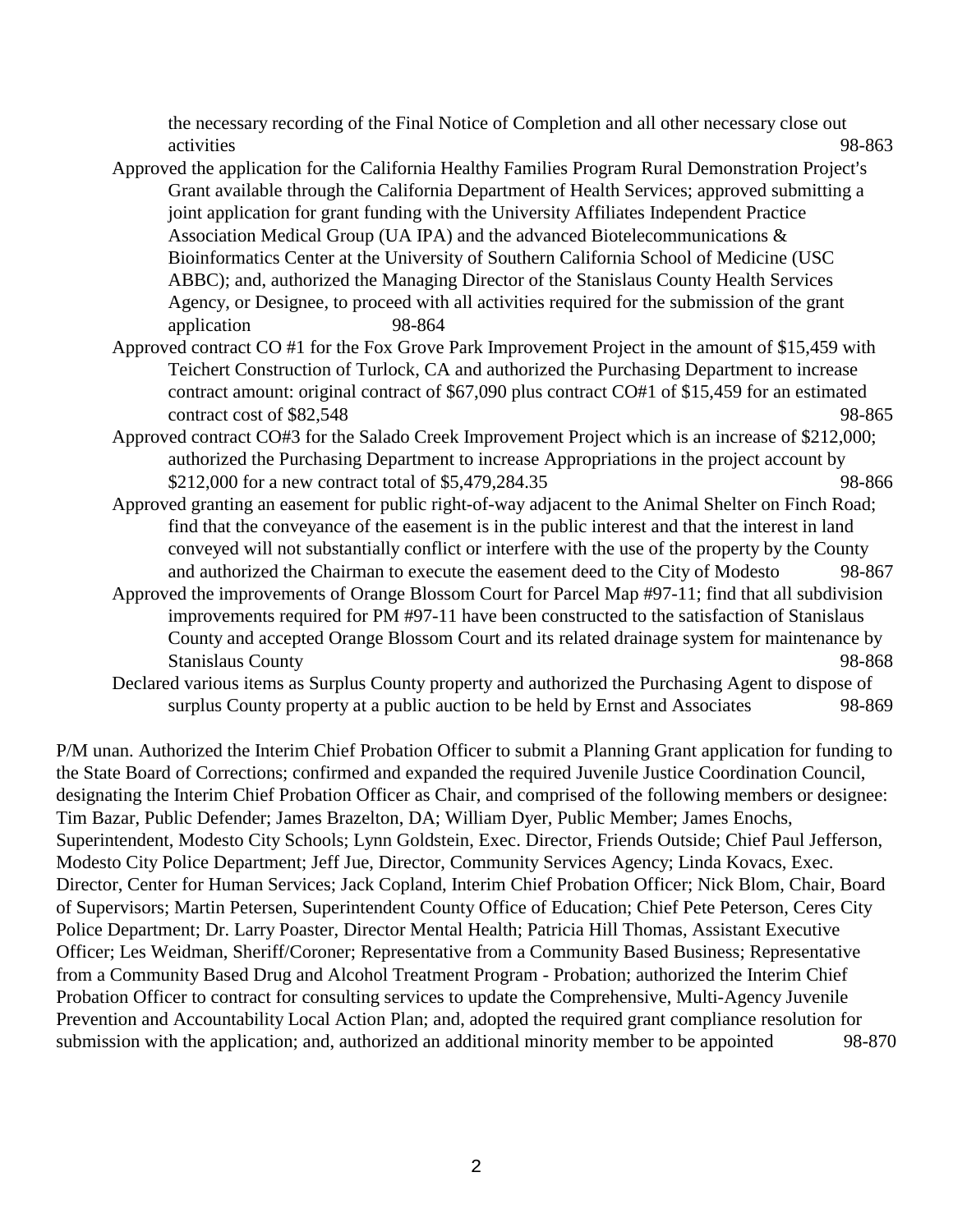the necessary recording of the Final Notice of Completion and all other necessary close out activities 98-863

Approved the application for the California Healthy Families Program Rural Demonstration Project's Grant available through the California Department of Health Services; approved submitting a joint application for grant funding with the University Affiliates Independent Practice Association Medical Group (UA IPA) and the advanced Biotelecommunications & Bioinformatics Center at the University of Southern California School of Medicine (USC ABBC); and, authorized the Managing Director of the Stanislaus County Health Services Agency, or Designee, to proceed with all activities required for the submission of the grant application 98-864

Approved contract CO #1 for the Fox Grove Park Improvement Project in the amount of $15,459 with Teichert Construction of Turlock, CA and authorized the Purchasing Department to increase contract amount: original contract of $67,090 plus contract CO#1 of $15,459 for an estimated contract cost of $82,548 98-865

Approved contract CO#3 for the Salado Creek Improvement Project which is an increase of $212,000; authorized the Purchasing Department to increase Appropriations in the project account by $212,000 for a new contract total of $5,479,284.35 98-866

Approved granting an easement for public right-of-way adjacent to the Animal Shelter on Finch Road; find that the conveyance of the easement is in the public interest and that the interest in land conveyed will not substantially conflict or interfere with the use of the property by the County and authorized the Chairman to execute the easement deed to the City of Modesto 98-867

Approved the improvements of Orange Blossom Court for Parcel Map #97-11; find that all subdivision improvements required for PM #97-11 have been constructed to the satisfaction of Stanislaus County and accepted Orange Blossom Court and its related drainage system for maintenance by Stanislaus County 98-868

Declared various items as Surplus County property and authorized the Purchasing Agent to dispose of surplus County property at a public auction to be held by Ernst and Associates 98-869

P/M unan. Authorized the Interim Chief Probation Officer to submit a Planning Grant application for funding to the State Board of Corrections; confirmed and expanded the required Juvenile Justice Coordination Council, designating the Interim Chief Probation Officer as Chair, and comprised of the following members or designee: Tim Bazar, Public Defender; James Brazelton, DA; William Dyer, Public Member; James Enochs, Superintendent, Modesto City Schools; Lynn Goldstein, Exec. Director, Friends Outside; Chief Paul Jefferson, Modesto City Police Department; Jeff Jue, Director, Community Services Agency; Linda Kovacs, Exec. Director, Center for Human Services; Jack Copland, Interim Chief Probation Officer; Nick Blom, Chair, Board of Supervisors; Martin Petersen, Superintendent County Office of Education; Chief Pete Peterson, Ceres City Police Department; Dr. Larry Poaster, Director Mental Health; Patricia Hill Thomas, Assistant Executive Officer; Les Weidman, Sheriff/Coroner; Representative from a Community Based Business; Representative from a Community Based Drug and Alcohol Treatment Program - Probation; authorized the Interim Chief Probation Officer to contract for consulting services to update the Comprehensive, Multi-Agency Juvenile Prevention and Accountability Local Action Plan; and, adopted the required grant compliance resolution for submission with the application; and, authorized an additional minority member to be appointed 98-870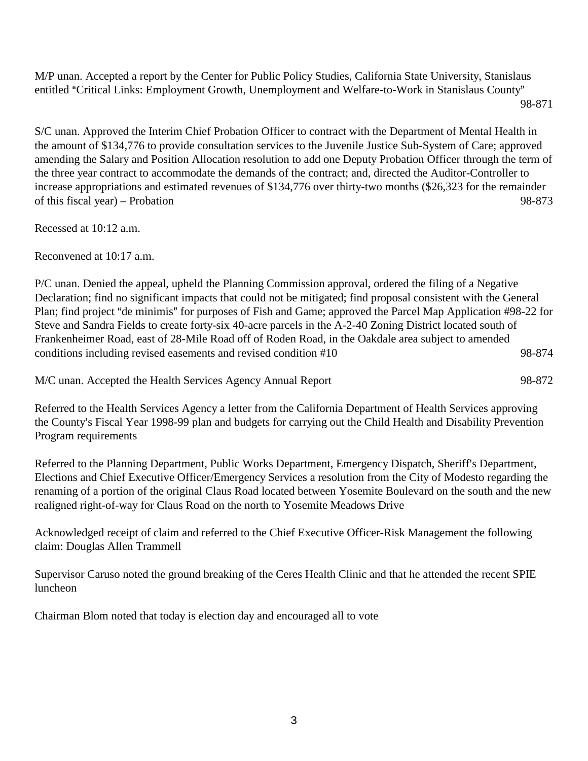M/P unan. Accepted a report by the Center for Public Policy Studies, California State University, Stanislaus entitled "Critical Links: Employment Growth, Unemployment and Welfare-to-Work in Stanislaus County" 98-871

S/C unan. Approved the Interim Chief Probation Officer to contract with the Department of Mental Health in the amount of $134,776 to provide consultation services to the Juvenile Justice Sub-System of Care; approved amending the Salary and Position Allocation resolution to add one Deputy Probation Officer through the term of the three year contract to accommodate the demands of the contract; and, directed the Auditor-Controller to increase appropriations and estimated revenues of $134,776 over thirty-two months ($26,323 for the remainder of this fiscal year) – Probation 98-873

Recessed at 10:12 a.m.

Reconvened at 10:17 a.m.

P/C unan. Denied the appeal, upheld the Planning Commission approval, ordered the filing of a Negative Declaration; find no significant impacts that could not be mitigated; find proposal consistent with the General Plan; find project "de minimis" for purposes of Fish and Game; approved the Parcel Map Application #98-22 for Steve and Sandra Fields to create forty-six 40-acre parcels in the A-2-40 Zoning District located south of Frankenheimer Road, east of 28-Mile Road off of Roden Road, in the Oakdale area subject to amended conditions including revised easements and revised condition #10 98-874

M/C unan. Accepted the Health Services Agency Annual Report 98-872

Referred to the Health Services Agency a letter from the California Department of Health Services approving the County's Fiscal Year 1998-99 plan and budgets for carrying out the Child Health and Disability Prevention Program requirements

Referred to the Planning Department, Public Works Department, Emergency Dispatch, Sheriff's Department, Elections and Chief Executive Officer/Emergency Services a resolution from the City of Modesto regarding the renaming of a portion of the original Claus Road located between Yosemite Boulevard on the south and the new realigned right-of-way for Claus Road on the north to Yosemite Meadows Drive

Acknowledged receipt of claim and referred to the Chief Executive Officer-Risk Management the following claim: Douglas Allen Trammell

Supervisor Caruso noted the ground breaking of the Ceres Health Clinic and that he attended the recent SPIE luncheon

Chairman Blom noted that today is election day and encouraged all to vote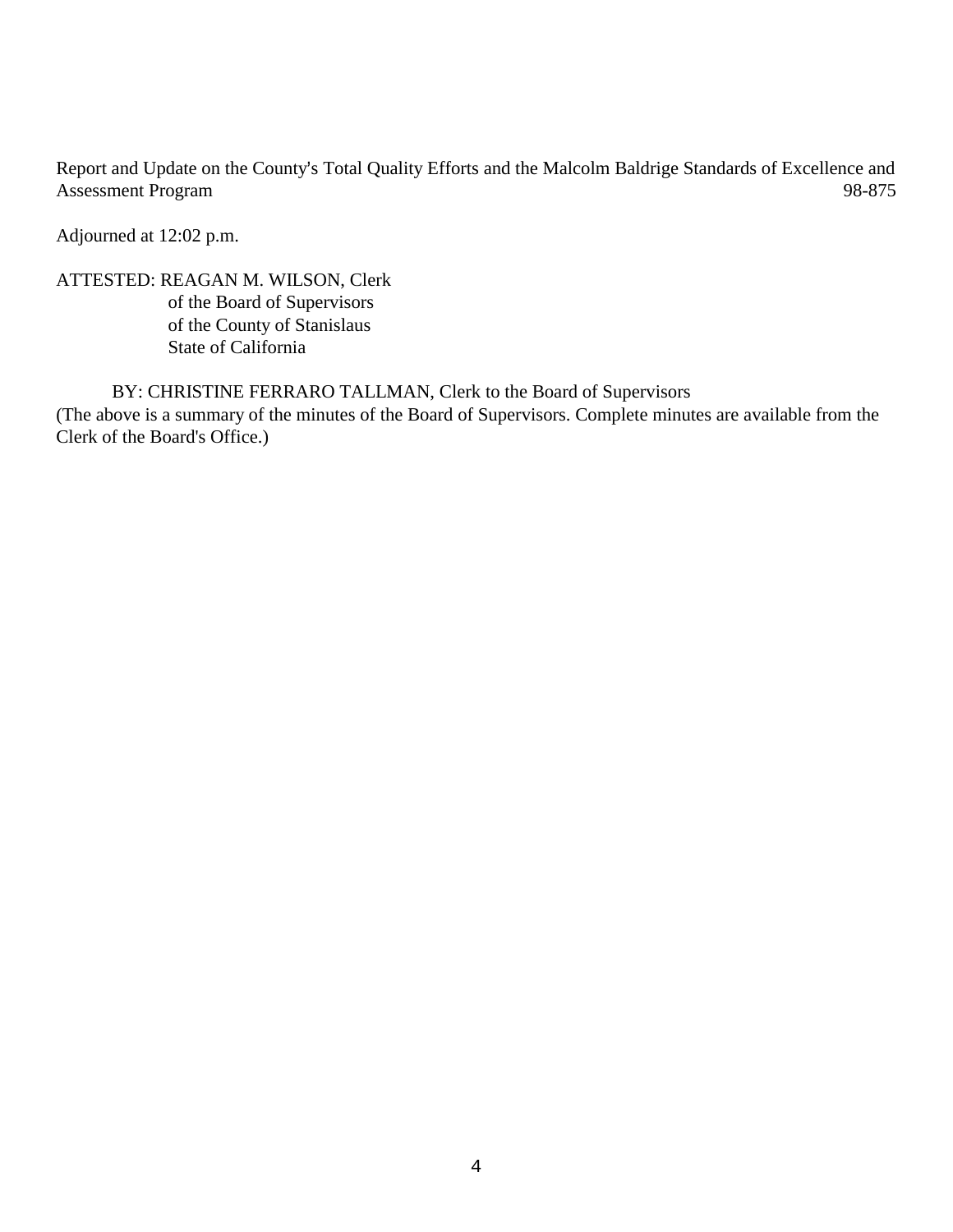Report and Update on the County's Total Quality Efforts and the Malcolm Baldrige Standards of Excellence and Assessment Program 98-875

Adjourned at 12:02 p.m.

ATTESTED: REAGAN M. WILSON, Clerk
of the Board of Supervisors
of the County of Stanislaus
State of California

BY: CHRISTINE FERRARO TALLMAN, Clerk to the Board of Supervisors
(The above is a summary of the minutes of the Board of Supervisors. Complete minutes are available from the Clerk of the Board's Office.)